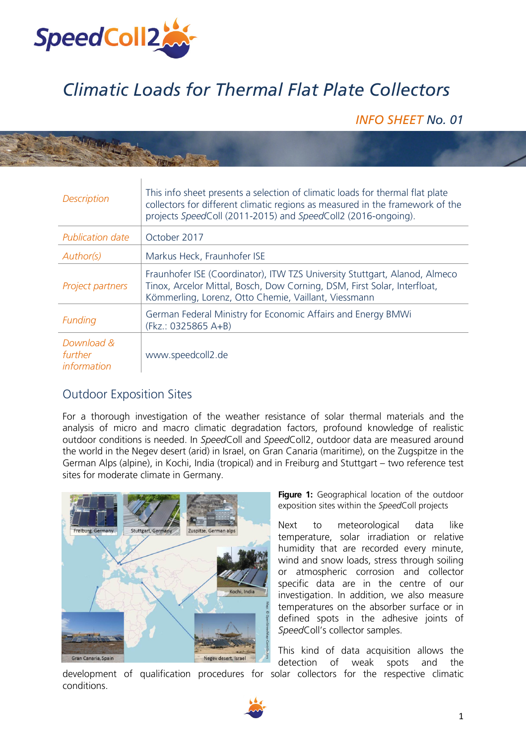# Climatic Loads for Thermal Flat Plate Collectors

*INFO SHEET No. 01*

| | |
|---|---|
| *Description* | This info sheet presents a selection of climatic loads for thermal flat plate collectors for different climatic regions as measured in the framework of the projects *Speed*Coll (2011-2015) and *Speed*Coll2 (2016-ongoing). |
| *Publication date* | October 2017 |
| *Author(s)* | Markus Heck, Fraunhofer ISE |
| *Project partners* | Fraunhofer ISE (Coordinator), ITW TZS University Stuttgart, Alanod, Almeco Tinox, Arcelor Mittal, Bosch, Dow Corning, DSM, First Solar, Interfloat, Kömmerling, Lorenz, Otto Chemie, Vaillant, Viessmann |
| *Funding* | German Federal Ministry for Economic Affairs and Energy BMWi (Fkz.: 0325865 A+B) |
| *Download & further information* | www.speedcoll2.de |

## Outdoor Exposition Sites

For a thorough investigation of the weather resistance of solar thermal materials and the analysis of micro and macro climatic degradation factors, profound knowledge of realistic outdoor conditions is needed. In *Speed*Coll and *Speed*Coll2, outdoor data are measured around the world in the Negev desert (arid) in Israel, on Gran Canaria (maritime), on the Zugspitze in the German Alps (alpine), in Kochi, India (tropical) and in Freiburg and Stuttgart – two reference test sites for moderate climate in Germany.

**Figure 1:** Geographical location of the outdoor exposition sites within the *Speed*Coll projects

Next to meteorological data like temperature, solar irradiation or relative humidity that are recorded every minute, wind and snow loads, stress through soiling or atmospheric corrosion and collector specific data are in the centre of our investigation. In addition, we also measure temperatures on the absorber surface or in defined spots in the adhesive joints of *Speed*Coll's collector samples.

This kind of data acquisition allows the detection of weak spots and the development of qualification procedures for solar collectors for the respective climatic conditions.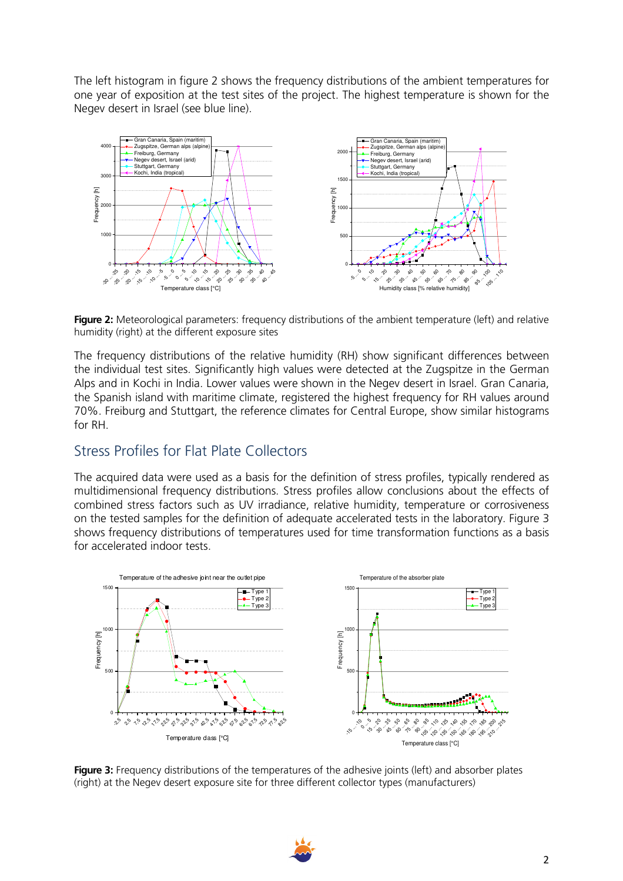The left histogram in figure 2 shows the frequency distributions of the ambient temperatures for one year of exposition at the test sites of the project. The highest temperature is shown for the Negev desert in Israel (see blue line).

Gran Canaria, Spain (maritim)
Zugspitze, German alps (alpine)
Freiburg, Germany
Negev desert, Israel (arid)
Stuttgart, Germany
Kochi, India (tropical)

Frequency [h]

Temperature class [°C]

Humidity class [% relative humidity]

**Figure 2:** Meteorological parameters: frequency distributions of the ambient temperature (left) and relative humidity (right) at the different exposure sites

The frequency distributions of the relative humidity (RH) show significant differences between the individual test sites. Significantly high values were detected at the Zugspitze in the German Alps and in Kochi in India. Lower values were shown in the Negev desert in Israel. Gran Canaria, the Spanish island with maritime climate, registered the highest frequency for RH values around 70%. Freiburg and Stuttgart, the reference climates for Central Europe, show similar histograms for RH.

## Stress Profiles for Flat Plate Collectors

The acquired data were used as a basis for the definition of stress profiles, typically rendered as multidimensional frequency distributions. Stress profiles allow conclusions about the effects of combined stress factors such as UV irradiance, relative humidity, temperature or corrosiveness on the tested samples for the definition of adequate accelerated tests in the laboratory. Figure 3 shows frequency distributions of temperatures used for time transformation functions as a basis for accelerated indoor tests.

Temperature of the adhesive joint near the outlet pipe

Temperature of the absorber plate

Type 1
Type 2
Type 3

Frequency [h]

Temperature class [°C]

**Figure 3:** Frequency distributions of the temperatures of the adhesive joints (left) and absorber plates (right) at the Negev desert exposure site for three different collector types (manufacturers)